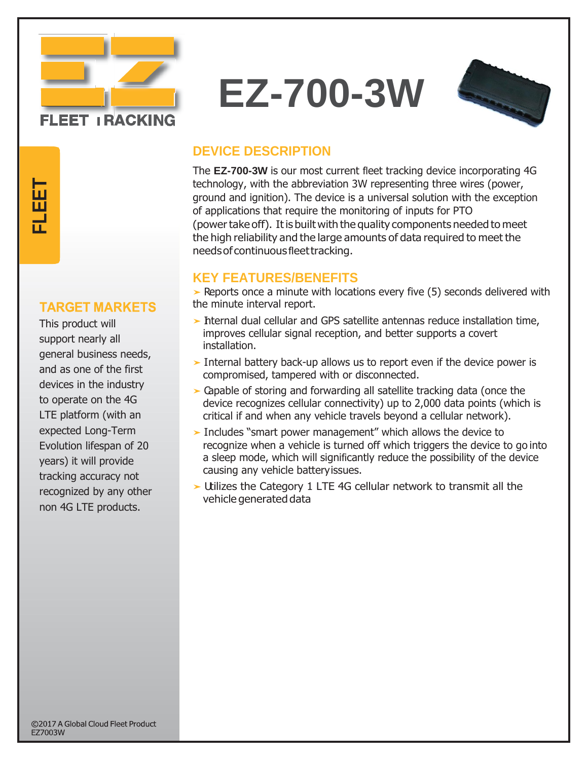EZ FLEET TRACKING

# EZ-700-3W

FLEET

## TARGET MARKETS

This product will support nearly all general business needs, and as one of the first devices in the industry to operate on the 4G LTE platform (with an expected Long-Term Evolution lifespan of 20 years) it will provide tracking accuracy not recognized by any other non 4G LTE products.

## DEVICE DESCRIPTION

The **EZ-700-3W** is our most current fleet tracking device incorporating 4G technology, with the abbreviation 3W representing three wires (power, ground and ignition). The device is a universal solution with the exception of applications that require the monitoring of inputs for PTO (power take off). It is built with the quality components needed to meet the high reliability and the large amounts of data required to meet the needs of continuous fleet tracking.

## KEY FEATURES/BENEFITS

- Reports once a minute with locations every five (5) seconds delivered with the minute interval report.
- Internal dual cellular and GPS satellite antennas reduce installation time, improves cellular signal reception, and better supports a covert installation.
- Internal battery back-up allows us to report even if the device power is compromised, tampered with or disconnected.
- Capable of storing and forwarding all satellite tracking data (once the device recognizes cellular connectivity) up to 2,000 data points (which is critical if and when any vehicle travels beyond a cellular network).
- Includes "smart power management" which allows the device to recognize when a vehicle is turned off which triggers the device to go into a sleep mode, which will significantly reduce the possibility of the device causing any vehicle battery issues.
- Utilizes the Category 1 LTE 4G cellular network to transmit all the vehicle generated data

©2017 A Global Cloud Fleet Product
EZ7003W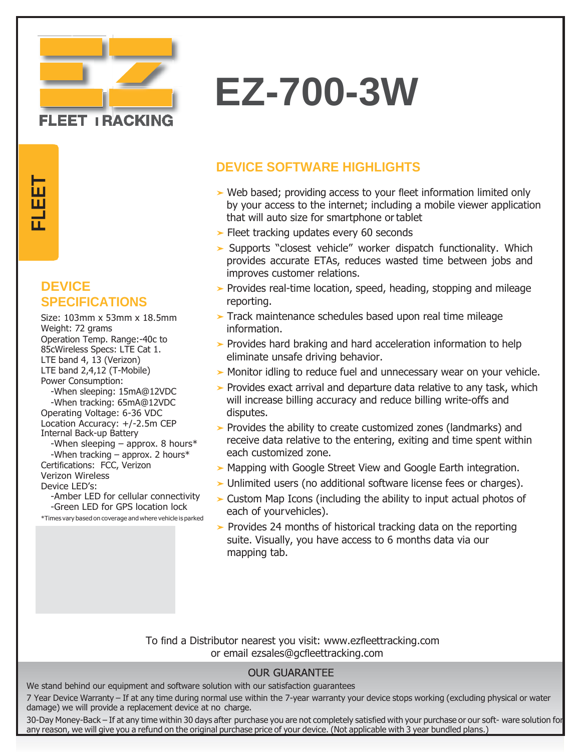FLEET TRACKING

# EZ-700-3W

FLEET

## DEVICE SPECIFICATIONS

Size: 103mm x 53mm x 18.5mm
Weight: 72 grams
Operation Temp. Range:-40c to 85cWireless Specs: LTE Cat 1.
LTE band 4, 13 (Verizon)
LTE band 2,4,12 (T-Mobile)
Power Consumption:
-When sleeping: 15mA@12VDC
-When tracking: 65mA@12VDC
Operating Voltage: 6-36 VDC
Location Accuracy: +/-2.5m CEP
Internal Back-up Battery
-When sleeping – approx. 8 hours*
-When tracking – approx. 2 hours*
Certifications: FCC, Verizon Wireless
Device LED's:
-Amber LED for cellular connectivity
-Green LED for GPS location lock

*Times vary based on coverage and where vehicle is parked

## DEVICE SOFTWARE HIGHLIGHTS

- Web based; providing access to your fleet information limited only by your access to the internet; including a mobile viewer application that will auto size for smartphone or tablet
- Fleet tracking updates every 60 seconds
- Supports "closest vehicle" worker dispatch functionality. Which provides accurate ETAs, reduces wasted time between jobs and improves customer relations.
- Provides real-time location, speed, heading, stopping and mileage reporting.
- Track maintenance schedules based upon real time mileage information.
- Provides hard braking and hard acceleration information to help eliminate unsafe driving behavior.
- Monitor idling to reduce fuel and unnecessary wear on your vehicle.
- Provides exact arrival and departure data relative to any task, which will increase billing accuracy and reduce billing write-offs and disputes.
- Provides the ability to create customized zones (landmarks) and receive data relative to the entering, exiting and time spent within each customized zone.
- Mapping with Google Street View and Google Earth integration.
- Unlimited users (no additional software license fees or charges).
- Custom Map Icons (including the ability to input actual photos of each of your vehicles).
- Provides 24 months of historical tracking data on the reporting suite. Visually, you have access to 6 months data via our mapping tab.

To find a Distributor nearest you visit: www.ezfleettracking.com
or email ezsales@gcfleettracking.com

## OUR GUARANTEE

We stand behind our equipment and software solution with our satisfaction guarantees

7 Year Device Warranty – If at any time during normal use within the 7-year warranty your device stops working (excluding physical or water damage) we will provide a replacement device at no charge.

30-Day Money-Back – If at any time within 30 days after purchase you are not completely satisfied with your purchase or our soft- ware solution for any reason, we will give you a refund on the original purchase price of your device. (Not applicable with 3 year bundled plans.)